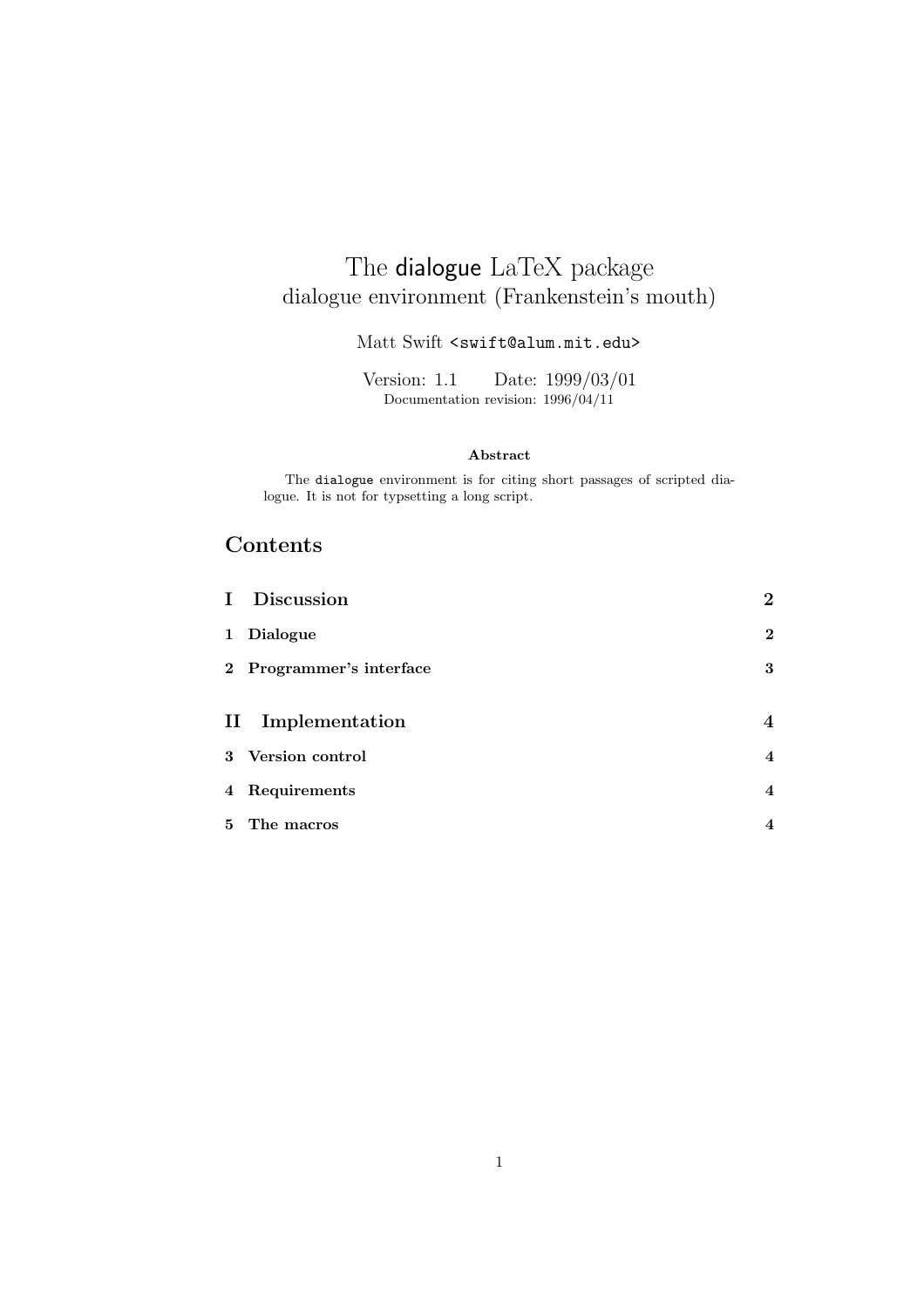# The dialogue LaTeX package

dialogue environment (Frankenstein's mouth)

Matt Swift `<swift@alum.mit.edu>`

Version: 1.1    Date: 1999/03/01

Documentation revision: 1996/04/11

**Abstract**

The `dialogue` environment is for citing short passages of scripted dialogue. It is not for typsetting a long script.

## Contents

| | | |
|---|---|---|
| **I** | **Discussion** | **2** |
| **1** | **Dialogue** | **2** |
| **2** | **Programmer's interface** | **3** |
| **II** | **Implementation** | **4** |
| **3** | **Version control** | **4** |
| **4** | **Requirements** | **4** |
| **5** | **The macros** | **4** |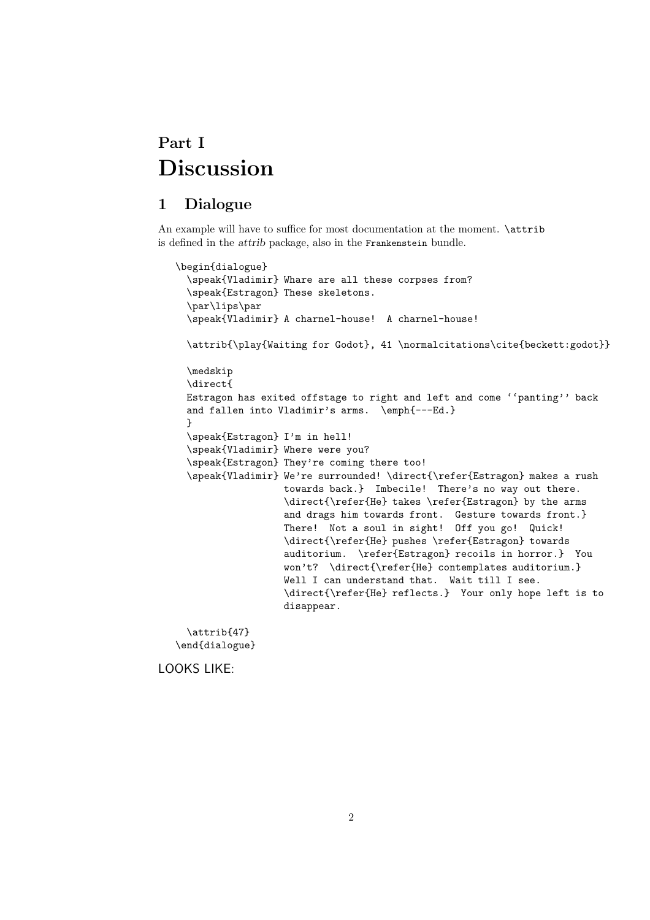# Part I
# Discussion

## 1 Dialogue

An example will have to suffice for most documentation at the moment. `\attrib` is defined in the *attrib* package, also in the `Frankenstein` bundle.

```
\begin{dialogue}
  \speak{Vladimir} Whare are all these corpses from?
  \speak{Estragon} These skeletons.
  \par\lips\par
  \speak{Vladimir} A charnel-house!  A charnel-house!

  \attrib{\play{Waiting for Godot}, 41 \normalcitations\cite{beckett:godot}}

  \medskip
  \direct{
  Estragon has exited offstage to right and left and come ``panting'' back
  and fallen into Vladimir's arms.  \emph{---Ed.}
  }
  \speak{Estragon} I'm in hell!
  \speak{Vladimir} Where were you?
  \speak{Estragon} They're coming there too!
  \speak{Vladimir} We're surrounded! \direct{\refer{Estragon} makes a rush
                   towards back.}  Imbecile!  There's no way out there.
                   \direct{\refer{He} takes \refer{Estragon} by the arms
                   and drags him towards front.  Gesture towards front.}
                   There!  Not a soul in sight!  Off you go!  Quick!
                   \direct{\refer{He} pushes \refer{Estragon} towards
                   auditorium.  \refer{Estragon} recoils in horror.}  You
                   won't?  \direct{\refer{He} contemplates auditorium.}
                   Well I can understand that.  Wait till I see.
                   \direct{\refer{He} reflects.}  Your only hope left is to
                   disappear.

  \attrib{47}
\end{dialogue}
```

LOOKS LIKE: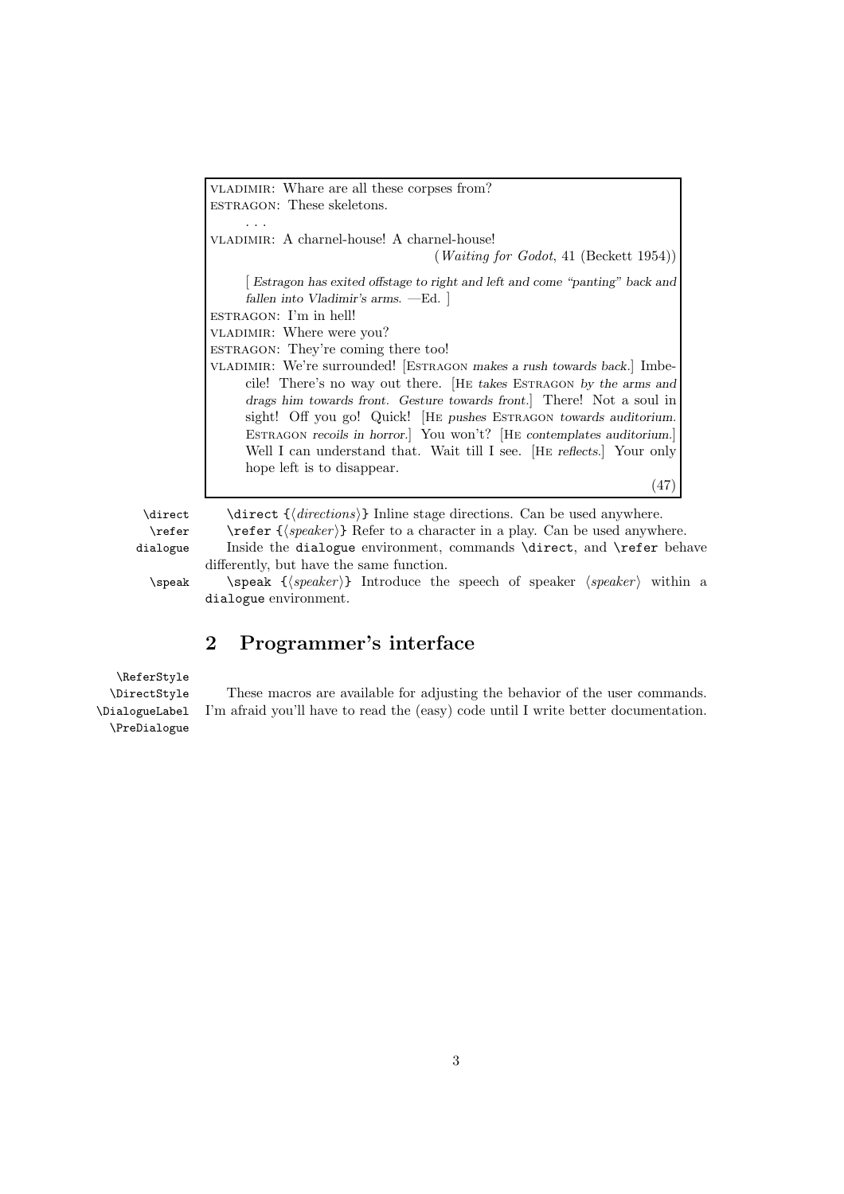VLADIMIR: Whare are all these corpses from?
ESTRAGON: These skeletons.

. . .

VLADIMIR: A charnel-house! A charnel-house!

(*Waiting for Godot*, 41 (Beckett 1954))

[ *Estragon has exited offstage to right and left and come "panting" back and fallen into Vladimir's arms.* —Ed. ]

ESTRAGON: I'm in hell!
VLADIMIR: Where were you?
ESTRAGON: They're coming there too!
VLADIMIR: We're surrounded! [ESTRAGON *makes a rush towards back.*] Imbecile! There's no way out there. [HE *takes* ESTRAGON *by the arms and drags him towards front. Gesture towards front.*] There! Not a soul in sight! Off you go! Quick! [HE *pushes* ESTRAGON *towards auditorium.* ESTRAGON *recoils in horror.*] You won't? [HE *contemplates auditorium.*] Well I can understand that. Wait till I see. [HE *reflects.*] Your only hope left is to disappear.

(47)

`\direct` — `\direct {⟨directions⟩}` Inline stage directions. Can be used anywhere.

`\refer` — `\refer {⟨speaker⟩}` Refer to a character in a play. Can be used anywhere.

`dialogue` — Inside the `dialogue` environment, commands `\direct`, and `\refer` behave differently, but have the same function.

`\speak` — `\speak {⟨speaker⟩}` Introduce the speech of speaker ⟨*speaker*⟩ within a `dialogue` environment.

## 2 Programmer's interface

`\ReferStyle`
`\DirectStyle`
`\DialogueLabel`
`\PreDialogue`

These macros are available for adjusting the behavior of the user commands. I'm afraid you'll have to read the (easy) code until I write better documentation.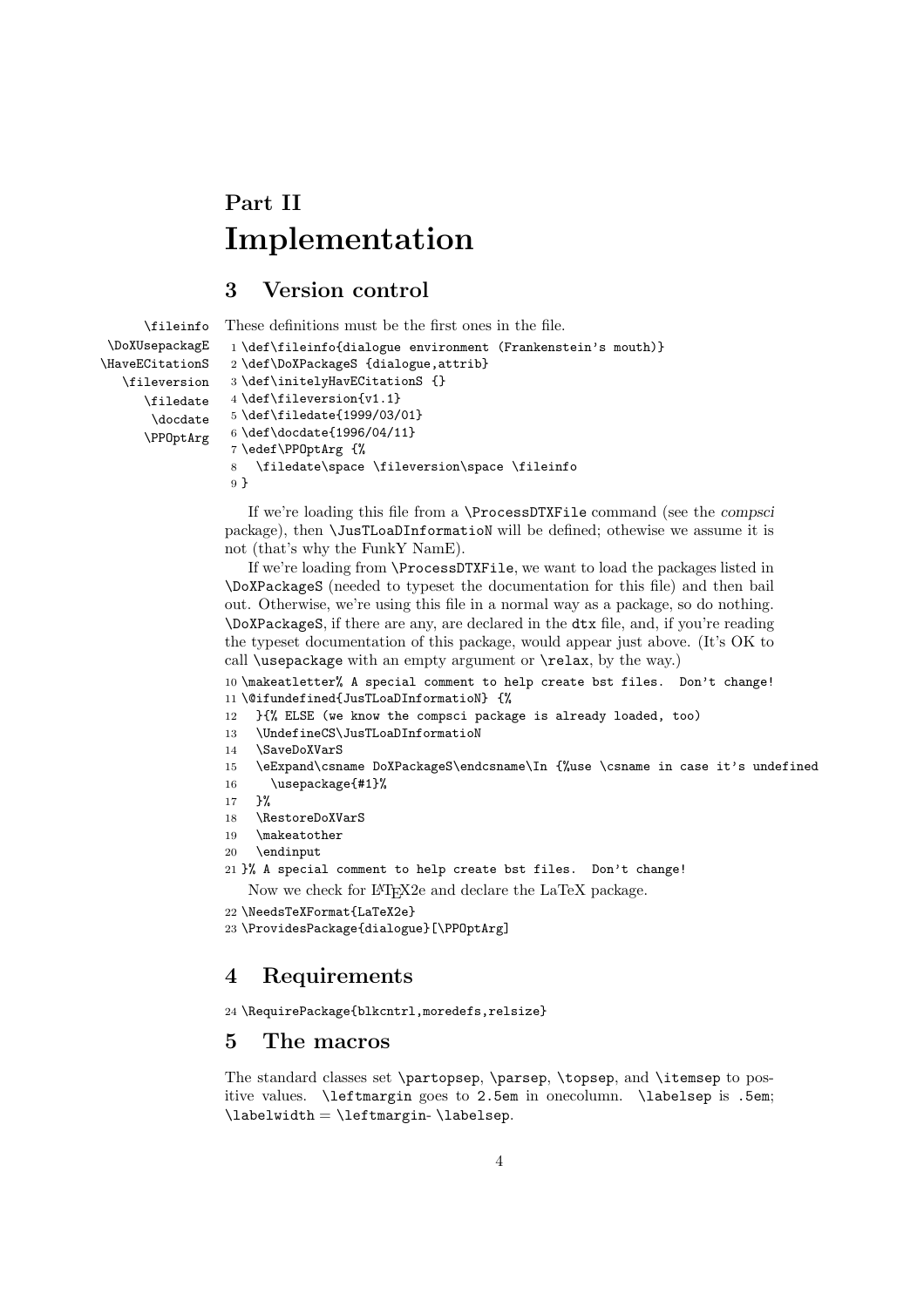# Part II Implementation

## 3 Version control

\fileinfo \DoXUsepackagE \HaveECitationS \fileversion \filedate \docdate \PPOptArg

These definitions must be the first ones in the file.

```
1 \def\fileinfo{dialogue environment (Frankenstein's mouth)}
2 \def\DoXPackageS {dialogue,attrib}
3 \def\initelyHavECitationS {}
4 \def\fileversion{v1.1}
5 \def\filedate{1999/03/01}
6 \def\docdate{1996/04/11}
7 \edef\PPOptArg {%
8   \filedate\space \fileversion\space \fileinfo
9 }
```

If we're loading this file from a `\ProcessDTXFile` command (see the *compsci* package), then `\JusTLoaDInformatioN` will be defined; othewise we assume it is not (that's why the FunkY NamE).

If we're loading from `\ProcessDTXFile`, we want to load the packages listed in `\DoXPackageS` (needed to typeset the documentation for this file) and then bail out. Otherwise, we're using this file in a normal way as a package, so do nothing. `\DoXPackageS`, if there are any, are declared in the `dtx` file, and, if you're reading the typeset documentation of this package, would appear just above. (It's OK to call `\usepackage` with an empty argument or `\relax`, by the way.)

```
10 \makeatletter% A special comment to help create bst files.  Don't change!
11 \@ifundefined{JusTLoaDInformatioN} {%
12   }{% ELSE (we know the compsci package is already loaded, too)
13   \UndefineCS\JusTLoaDInformatioN
14   \SaveDoXVarS
15   \eExpand\csname DoXPackageS\endcsname\In {%use \csname in case it's undefined
16     \usepackage{#1}%
17   }%
18   \RestoreDoXVarS
19   \makeatother
20   \endinput
21 }% A special comment to help create bst files.  Don't change!
```

Now we check for LaTeX2e and declare the LaTeX package.

```
22 \NeedsTeXFormat{LaTeX2e}
23 \ProvidesPackage{dialogue}[\PPOptArg]
```

## 4 Requirements

```
24 \RequirePackage{blkcntrl,moredefs,relsize}
```

## 5 The macros

The standard classes set `\partopsep`, `\parsep`, `\topsep`, and `\itemsep` to positive values. `\leftmargin` goes to `2.5em` in onecolumn. `\labelsep` is `.5em`; `\labelwidth` = `\leftmargin`- `\labelsep`.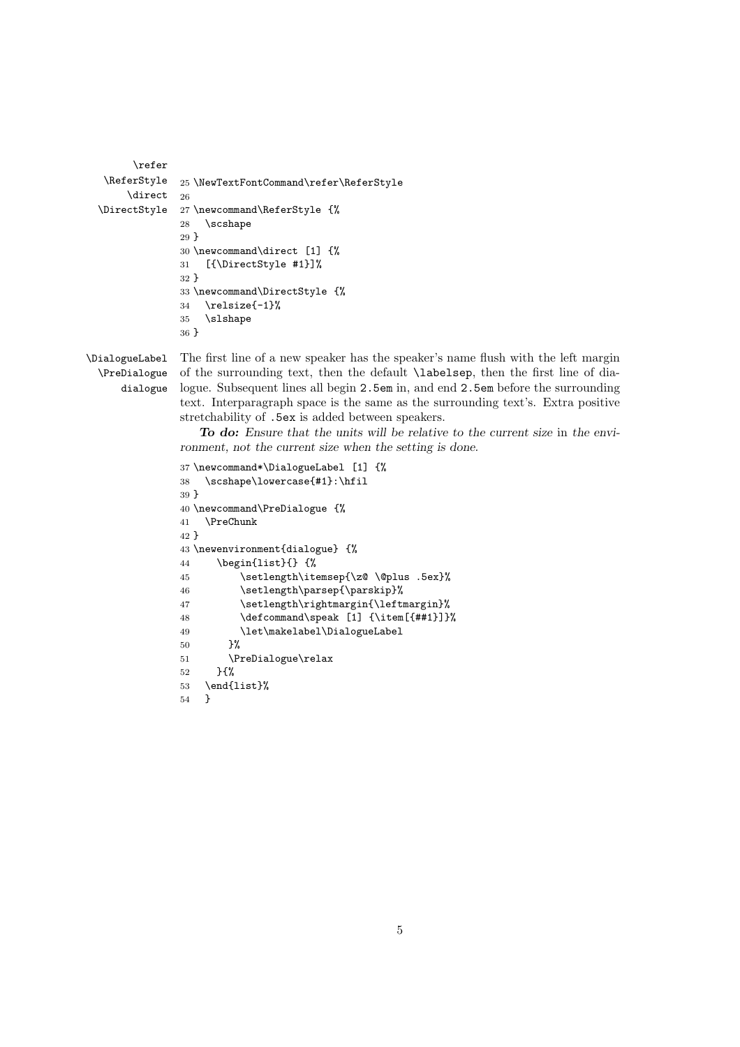\refer
\ReferStyle
\direct
\DirectStyle

```
25 \NewTextFontCommand\refer\ReferStyle
26
27 \newcommand\ReferStyle {%
28   \scshape
29 }
30 \newcommand\direct [1] {%
31   [{\DirectStyle #1}]%
32 }
33 \newcommand\DirectStyle {%
34   \relsize{-1}%
35   \slshape
36 }
```

\DialogueLabel
\PreDialogue
dialogue

The first line of a new speaker has the speaker's name flush with the left margin of the surrounding text, then the default `\labelsep`, then the first line of dialogue. Subsequent lines all begin `2.5em` in, and end `2.5em` before the surrounding text. Interparagraph space is the same as the surrounding text's. Extra positive stretchability of `.5ex` is added between speakers.

***To do:*** *Ensure that the units will be relative to the current size* in *the environment, not the current size when the setting is done.*

```
37 \newcommand*\DialogueLabel [1] {%
38   \scshape\lowercase{#1}:\hfil
39 }
40 \newcommand\PreDialogue {%
41   \PreChunk
42 }
43 \newenvironment{dialogue} {%
44     \begin{list}{} {%
45         \setlength\itemsep{\z@ \@plus .5ex}%
46         \setlength\parsep{\parskip}%
47         \setlength\rightmargin{\leftmargin}%
48         \defcommand\speak [1] {\item[{##1}]}%
49         \let\makelabel\DialogueLabel
50       }%
51       \PreDialogue\relax
52     }{%
53   \end{list}%
54   }
```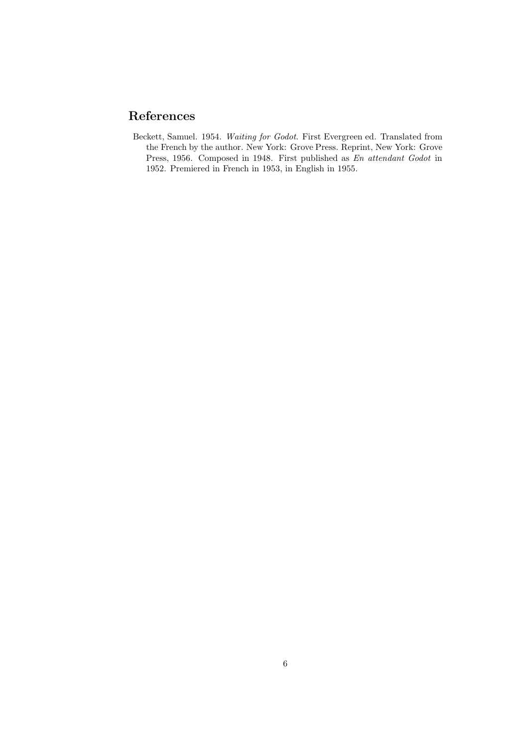## References

Beckett, Samuel. 1954. *Waiting for Godot*. First Evergreen ed. Translated from the French by the author. New York: Grove Press. Reprint, New York: Grove Press, 1956. Composed in 1948. First published as *En attendant Godot* in 1952. Premiered in French in 1953, in English in 1955.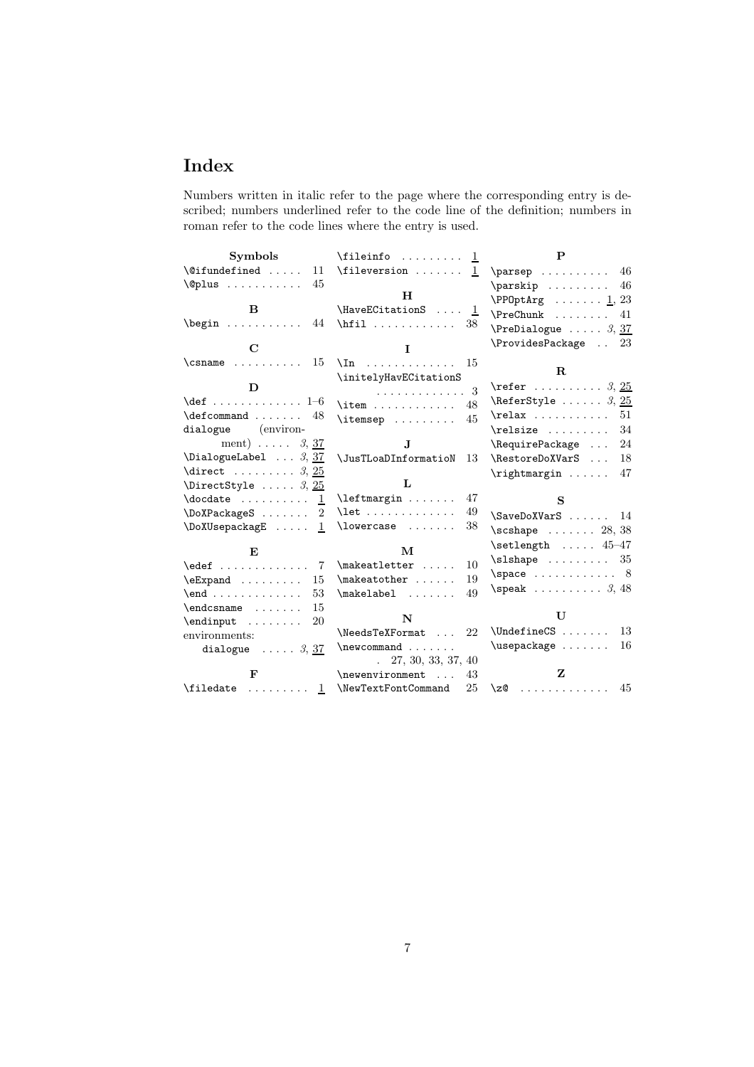# Index

Numbers written in italic refer to the page where the corresponding entry is described; numbers underlined refer to the code line of the definition; numbers in roman refer to the code lines where the entry is used.

**Symbols**

\@ifundefined . . . . . 11
\@plus . . . . . . . . . . . 45

**B**

\begin . . . . . . . . . . . 44

**C**

\csname . . . . . . . . . . 15

**D**

\def . . . . . . . . . . . . . 1–6
\defcommand . . . . . . . 48
dialogue (environment) . . . . . *3*, 37
\DialogueLabel . . . *3*, 37
\direct . . . . . . . . . *3*, 25
\DirectStyle . . . . . *3*, 25
\docdate . . . . . . . . . . 1
\DoXPackageS . . . . . . . 2
\DoXUsepackagE . . . . . 1

**E**

\edef . . . . . . . . . . . . . 7
\eExpand . . . . . . . . . 15
\end . . . . . . . . . . . . . 53
\endcsname . . . . . . . 15
\endinput . . . . . . . . 20
environments:
  dialogue . . . . . *3*, 37

**F**

\filedate . . . . . . . . . 1
\fileinfo . . . . . . . . . 1
\fileversion . . . . . . . 1

**H**

\HaveECitationsS . . . . 1
\hfil . . . . . . . . . . . . 38

**I**

\In . . . . . . . . . . . . . 15
\initelyHavECitationS . . . . . . . . . . . . . 3
\item . . . . . . . . . . . . 48
\itemsep . . . . . . . . . 45

**J**

\JusTLoaDInformationN 13

**L**

\leftmargin . . . . . . . 47
\let . . . . . . . . . . . . . 49
\lowercase . . . . . . . 38

**M**

\makeatletter . . . . . 10
\makeatother . . . . . . 19
\makelabel . . . . . . . 49

**N**

\NeedsTeXFormat . . . 22
\newcommand . . . . . . . . 27, 30, 33, 37, 40
\newenvironment . . . 43
\NewTextFontCommand 25

**P**

\parsep . . . . . . . . . . 46
\parskip . . . . . . . . . 46
\PPOptArg . . . . . . . 1, 23
\PreChunk . . . . . . . . 41
\PreDialogue . . . . . *3*, 37
\ProvidesPackage . . 23

**R**

\refer . . . . . . . . . . *3*, 25
\ReferStyle . . . . . . *3*, 25
\relax . . . . . . . . . . . 51
\relsize . . . . . . . . . 34
\RequirePackage . . . 24
\RestoreDoXVarS . . . 18
\rightmargin . . . . . . 47

**S**

\SaveDoXVarS . . . . . . 14
\scshape . . . . . . . 28, 38
\setlength . . . . . 45–47
\slshape . . . . . . . . . 35
\space . . . . . . . . . . . . 8
\speak . . . . . . . . . . *3*, 48

**U**

\UndefineCS . . . . . . . 13
\usepackage . . . . . . . 16

**Z**

\z@ . . . . . . . . . . . . . 45